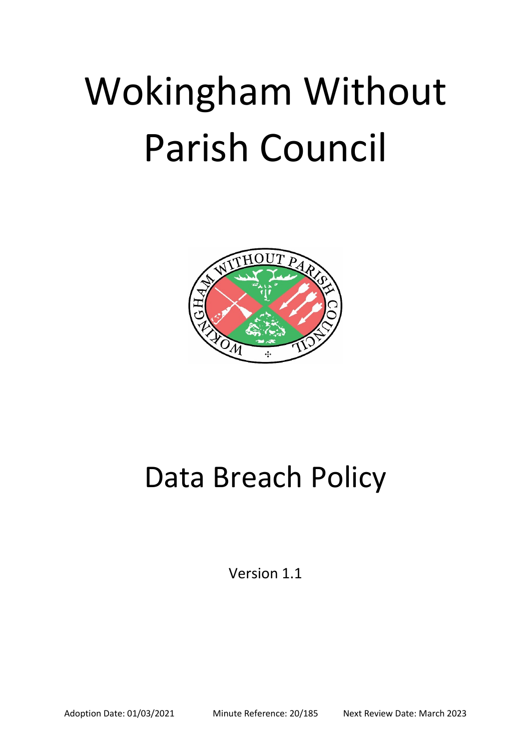# Wokingham Without Parish Council

# Data Breach Policy

Version 1.1

Adoption Date: 01/03/2021 Minute Reference: 20/185 Next Review Date: March 2023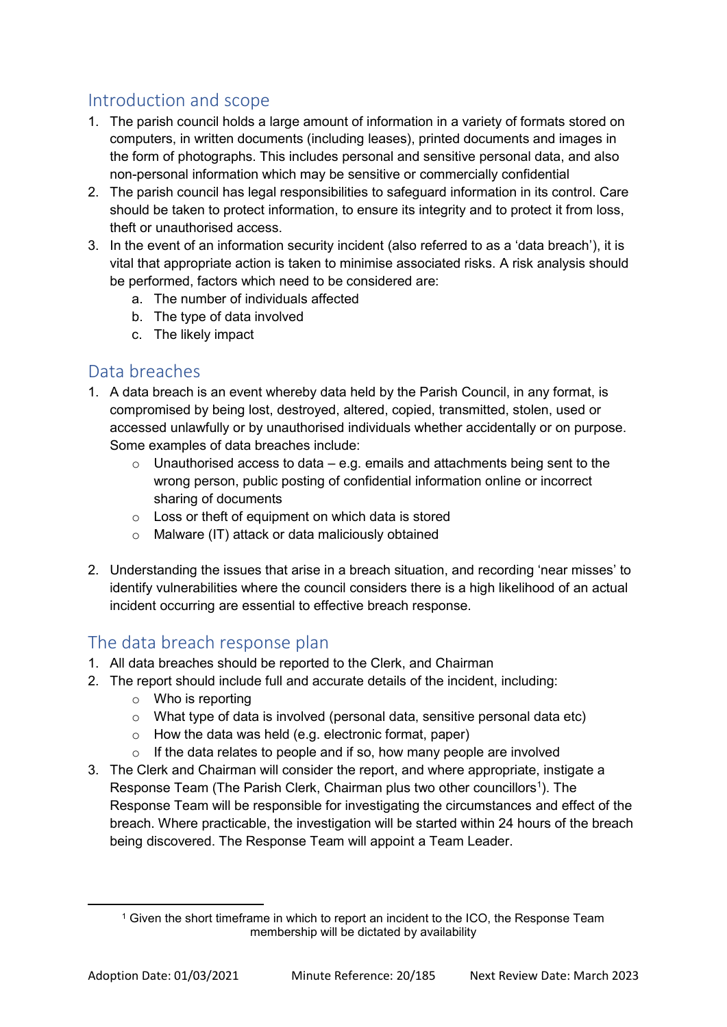## Introduction and scope

1. The parish council holds a large amount of information in a variety of formats stored on computers, in written documents (including leases), printed documents and images in the form of photographs. This includes personal and sensitive personal data, and also non-personal information which may be sensitive or commercially confidential
2. The parish council has legal responsibilities to safeguard information in its control. Care should be taken to protect information, to ensure its integrity and to protect it from loss, theft or unauthorised access.
3. In the event of an information security incident (also referred to as a 'data breach'), it is vital that appropriate action is taken to minimise associated risks. A risk analysis should be performed, factors which need to be considered are:
    a. The number of individuals affected
    b. The type of data involved
    c. The likely impact

## Data breaches

1. A data breach is an event whereby data held by the Parish Council, in any format, is compromised by being lost, destroyed, altered, copied, transmitted, stolen, used or accessed unlawfully or by unauthorised individuals whether accidentally or on purpose. Some examples of data breaches include:
    - Unauthorised access to data – e.g. emails and attachments being sent to the wrong person, public posting of confidential information online or incorrect sharing of documents
    - Loss or theft of equipment on which data is stored
    - Malware (IT) attack or data maliciously obtained

2. Understanding the issues that arise in a breach situation, and recording 'near misses' to identify vulnerabilities where the council considers there is a high likelihood of an actual incident occurring are essential to effective breach response.

## The data breach response plan

1. All data breaches should be reported to the Clerk, and Chairman
2. The report should include full and accurate details of the incident, including:
    - Who is reporting
    - What type of data is involved (personal data, sensitive personal data etc)
    - How the data was held (e.g. electronic format, paper)
    - If the data relates to people and if so, how many people are involved
3. The Clerk and Chairman will consider the report, and where appropriate, instigate a Response Team (The Parish Clerk, Chairman plus two other councillors[1]). The Response Team will be responsible for investigating the circumstances and effect of the breach. Where practicable, the investigation will be started within 24 hours of the breach being discovered. The Response Team will appoint a Team Leader.

[1] Given the short timeframe in which to report an incident to the ICO, the Response Team membership will be dictated by availability

Adoption Date: 01/03/2021 Minute Reference: 20/185 Next Review Date: March 2023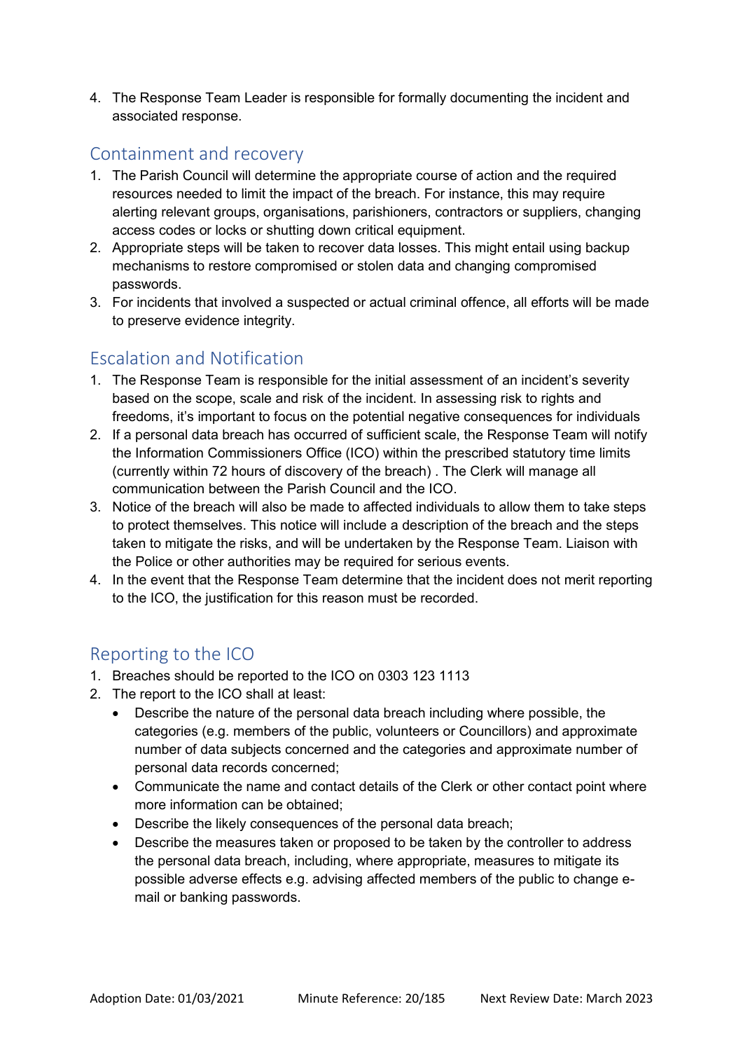4. The Response Team Leader is responsible for formally documenting the incident and associated response.

## Containment and recovery

1. The Parish Council will determine the appropriate course of action and the required resources needed to limit the impact of the breach. For instance, this may require alerting relevant groups, organisations, parishioners, contractors or suppliers, changing access codes or locks or shutting down critical equipment.
2. Appropriate steps will be taken to recover data losses. This might entail using backup mechanisms to restore compromised or stolen data and changing compromised passwords.
3. For incidents that involved a suspected or actual criminal offence, all efforts will be made to preserve evidence integrity.

## Escalation and Notification

1. The Response Team is responsible for the initial assessment of an incident's severity based on the scope, scale and risk of the incident. In assessing risk to rights and freedoms, it's important to focus on the potential negative consequences for individuals
2. If a personal data breach has occurred of sufficient scale, the Response Team will notify the Information Commissioners Office (ICO) within the prescribed statutory time limits (currently within 72 hours of discovery of the breach) . The Clerk will manage all communication between the Parish Council and the ICO.
3. Notice of the breach will also be made to affected individuals to allow them to take steps to protect themselves. This notice will include a description of the breach and the steps taken to mitigate the risks, and will be undertaken by the Response Team. Liaison with the Police or other authorities may be required for serious events.
4. In the event that the Response Team determine that the incident does not merit reporting to the ICO, the justification for this reason must be recorded.

## Reporting to the ICO

1. Breaches should be reported to the ICO on 0303 123 1113
2. The report to the ICO shall at least:
   - Describe the nature of the personal data breach including where possible, the categories (e.g. members of the public, volunteers or Councillors) and approximate number of data subjects concerned and the categories and approximate number of personal data records concerned;
   - Communicate the name and contact details of the Clerk or other contact point where more information can be obtained;
   - Describe the likely consequences of the personal data breach;
   - Describe the measures taken or proposed to be taken by the controller to address the personal data breach, including, where appropriate, measures to mitigate its possible adverse effects e.g. advising affected members of the public to change e-mail or banking passwords.

Adoption Date: 01/03/2021 Minute Reference: 20/185 Next Review Date: March 2023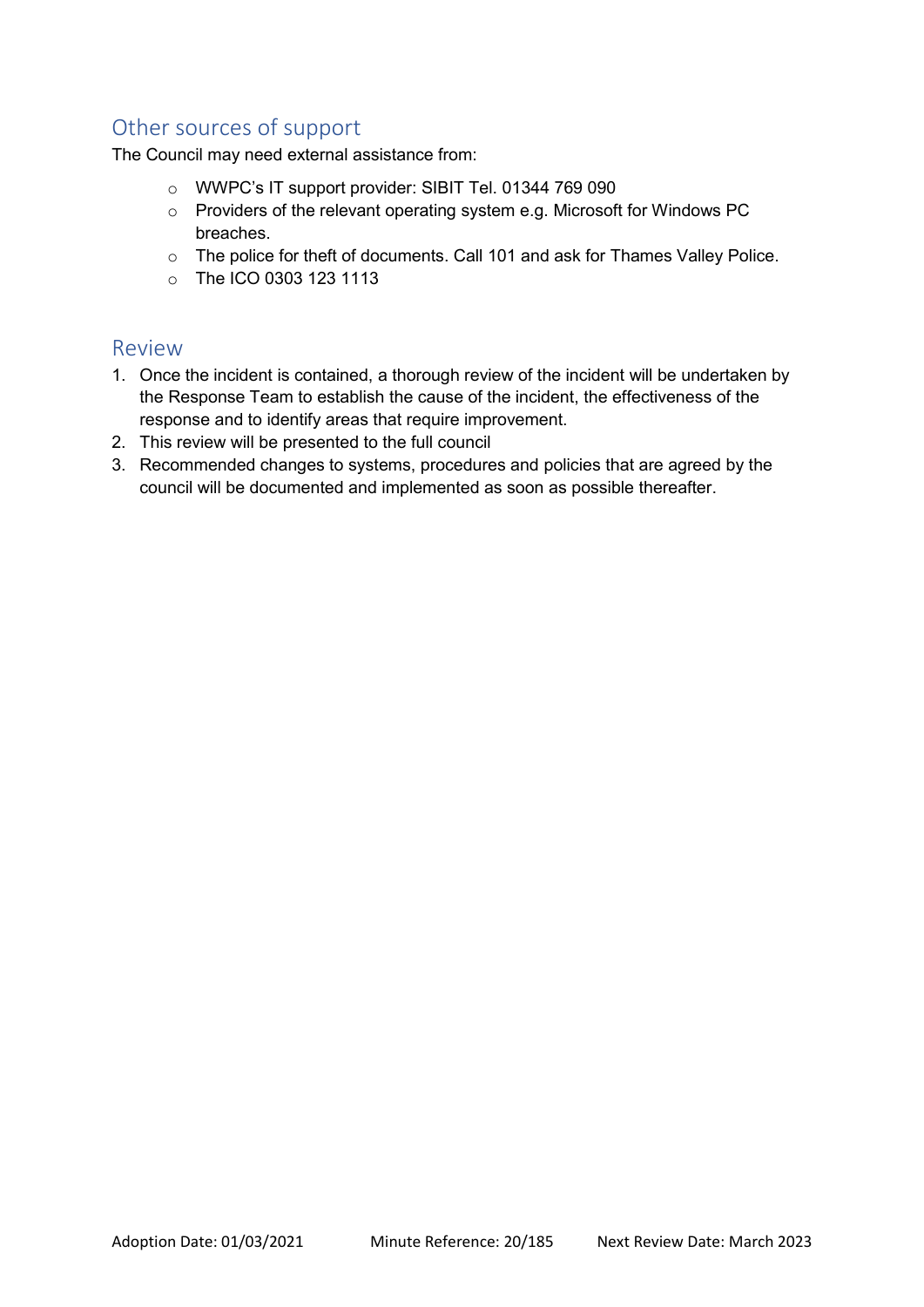## Other sources of support

The Council may need external assistance from:

- WWPC's IT support provider: SIBIT Tel. 01344 769 090
- Providers of the relevant operating system e.g. Microsoft for Windows PC breaches.
- The police for theft of documents. Call 101 and ask for Thames Valley Police.
- The ICO 0303 123 1113

## Review

1. Once the incident is contained, a thorough review of the incident will be undertaken by the Response Team to establish the cause of the incident, the effectiveness of the response and to identify areas that require improvement.
2. This review will be presented to the full council
3. Recommended changes to systems, procedures and policies that are agreed by the council will be documented and implemented as soon as possible thereafter.